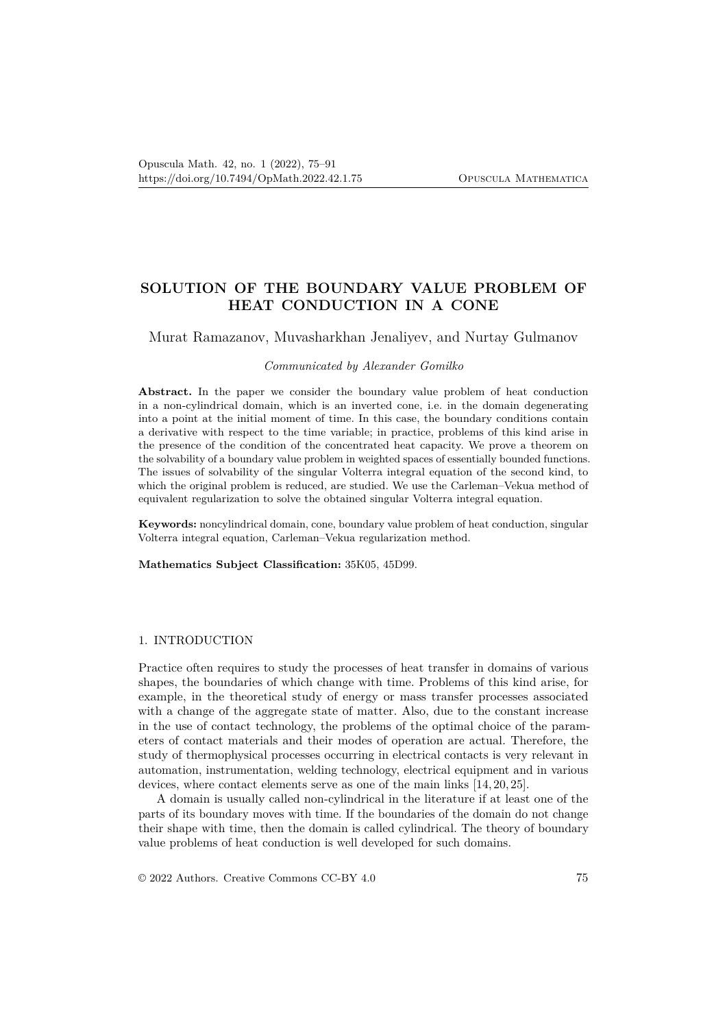# SOLUTION OF THE BOUNDARY VALUE PROBLEM OF HEAT CONDUCTION IN A CONE

Murat Ramazanov, Muvasharkhan Jenaliyev, and Nurtay Gulmanov

*Communicated by Alexander Gomilko*

**Abstract.** In the paper we consider the boundary value problem of heat conduction in a non-cylindrical domain, which is an inverted cone, i.e. in the domain degenerating into a point at the initial moment of time. In this case, the boundary conditions contain a derivative with respect to the time variable; in practice, problems of this kind arise in the presence of the condition of the concentrated heat capacity. We prove a theorem on the solvability of a boundary value problem in weighted spaces of essentially bounded functions. The issues of solvability of the singular Volterra integral equation of the second kind, to which the original problem is reduced, are studied. We use the Carleman–Vekua method of equivalent regularization to solve the obtained singular Volterra integral equation.

**Keywords:** noncylindrical domain, cone, boundary value problem of heat conduction, singular Volterra integral equation, Carleman–Vekua regularization method.

**Mathematics Subject Classification:** 35K05, 45D99.

## 1. INTRODUCTION

Practice often requires to study the processes of heat transfer in domains of various shapes, the boundaries of which change with time. Problems of this kind arise, for example, in the theoretical study of energy or mass transfer processes associated with a change of the aggregate state of matter. Also, due to the constant increase in the use of contact technology, the problems of the optimal choice of the parameters of contact materials and their modes of operation are actual. Therefore, the study of thermophysical processes occurring in electrical contacts is very relevant in automation, instrumentation, welding technology, electrical equipment and in various devices, where contact elements serve as one of the main links [14, 20, 25].

A domain is usually called non-cylindrical in the literature if at least one of the parts of its boundary moves with time. If the boundaries of the domain do not change their shape with time, then the domain is called cylindrical. The theory of boundary value problems of heat conduction is well developed for such domains.

© 2022 Authors. Creative Commons CC-BY 4.0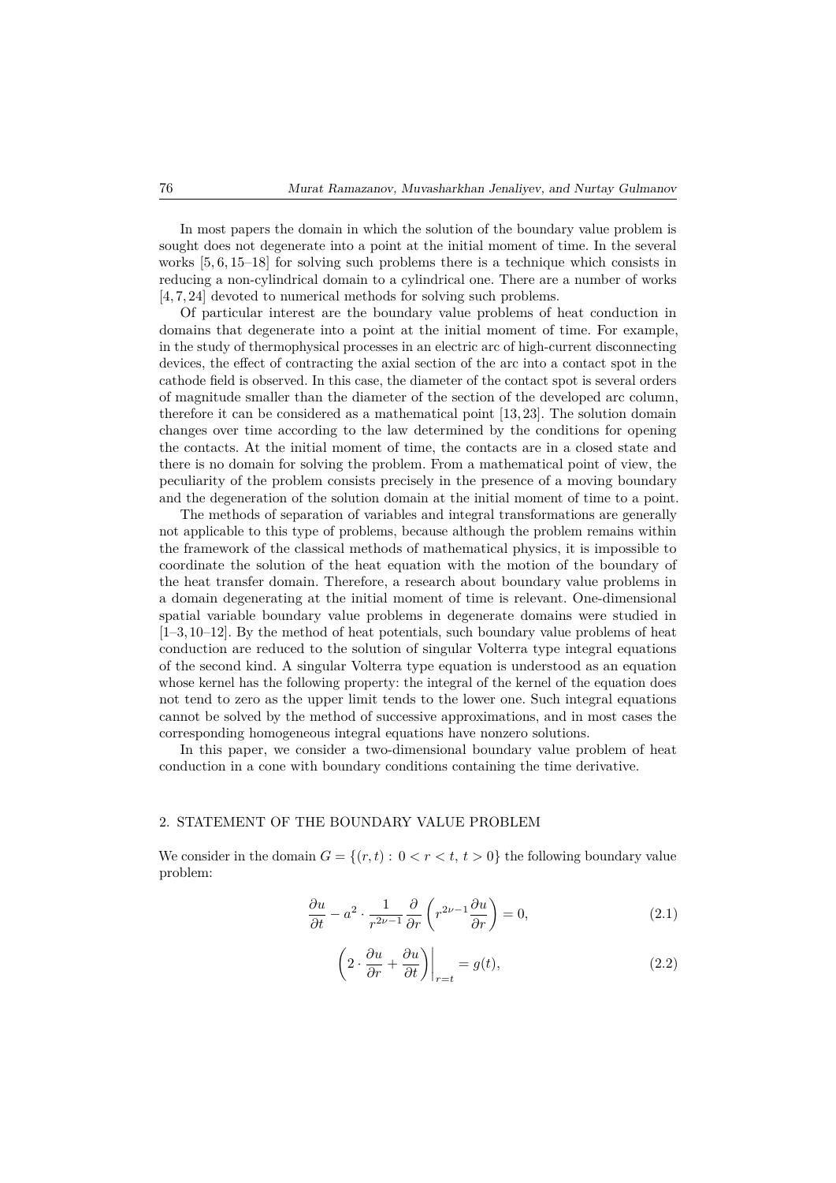In most papers the domain in which the solution of the boundary value problem is sought does not degenerate into a point at the initial moment of time. In the several works [5, 6, 15–18] for solving such problems there is a technique which consists in reducing a non-cylindrical domain to a cylindrical one. There are a number of works [4, 7, 24] devoted to numerical methods for solving such problems.

Of particular interest are the boundary value problems of heat conduction in domains that degenerate into a point at the initial moment of time. For example, in the study of thermophysical processes in an electric arc of high-current disconnecting devices, the effect of contracting the axial section of the arc into a contact spot in the cathode field is observed. In this case, the diameter of the contact spot is several orders of magnitude smaller than the diameter of the section of the developed arc column, therefore it can be considered as a mathematical point [13, 23]. The solution domain changes over time according to the law determined by the conditions for opening the contacts. At the initial moment of time, the contacts are in a closed state and there is no domain for solving the problem. From a mathematical point of view, the peculiarity of the problem consists precisely in the presence of a moving boundary and the degeneration of the solution domain at the initial moment of time to a point.

The methods of separation of variables and integral transformations are generally not applicable to this type of problems, because although the problem remains within the framework of the classical methods of mathematical physics, it is impossible to coordinate the solution of the heat equation with the motion of the boundary of the heat transfer domain. Therefore, a research about boundary value problems in a domain degenerating at the initial moment of time is relevant. One-dimensional spatial variable boundary value problems in degenerate domains were studied in [1–3, 10–12]. By the method of heat potentials, such boundary value problems of heat conduction are reduced to the solution of singular Volterra type integral equations of the second kind. A singular Volterra type equation is understood as an equation whose kernel has the following property: the integral of the kernel of the equation does not tend to zero as the upper limit tends to the lower one. Such integral equations cannot be solved by the method of successive approximations, and in most cases the corresponding homogeneous integral equations have nonzero solutions.

In this paper, we consider a two-dimensional boundary value problem of heat conduction in a cone with boundary conditions containing the time derivative.

## 2. STATEMENT OF THE BOUNDARY VALUE PROBLEM

We consider in the domain $G = \{(r,t) : 0 < r < t,\ t > 0\}$ the following boundary value problem:

$$\frac{\partial u}{\partial t} - a^2 \cdot \frac{1}{r^{2\nu-1}} \frac{\partial}{\partial r}\left(r^{2\nu-1}\frac{\partial u}{\partial r}\right) = 0, \tag{2.1}$$

$$\left(2 \cdot \frac{\partial u}{\partial r} + \frac{\partial u}{\partial t}\right)\bigg|_{r=t} = g(t), \tag{2.2}$$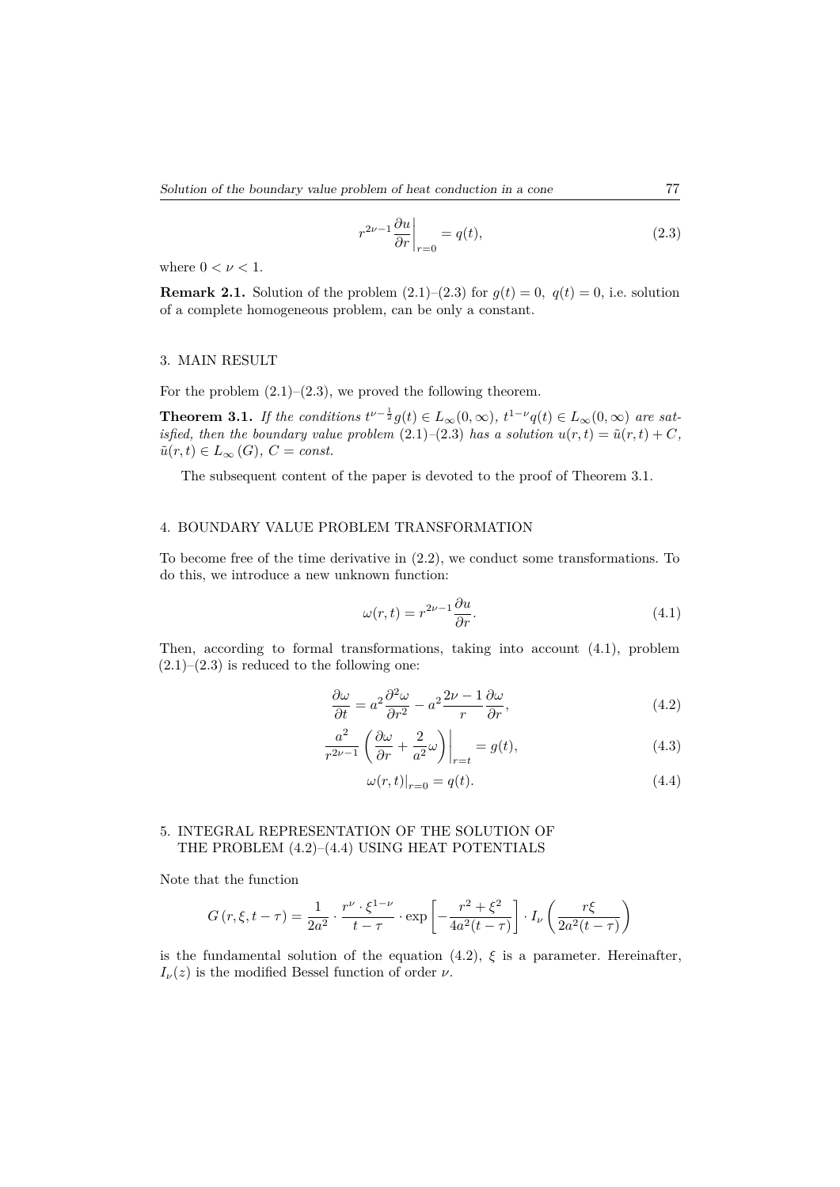$$r^{2\nu-1}\frac{\partial u}{\partial r}\bigg|_{r=0} = q(t), \tag{2.3}$$

where $0 < \nu < 1$.

**Remark 2.1.** Solution of the problem (2.1)–(2.3) for $g(t) = 0,\ q(t) = 0$, i.e. solution of a complete homogeneous problem, can be only a constant.

## 3. MAIN RESULT

For the problem (2.1)–(2.3), we proved the following theorem.

**Theorem 3.1.** *If the conditions $t^{\nu-\frac{1}{2}}g(t) \in L_\infty(0,\infty)$, $t^{1-\nu}q(t) \in L_\infty(0,\infty)$ are satisfied, then the boundary value problem (2.1)–(2.3) has a solution $u(r,t) = \tilde{u}(r,t) + C$, $\tilde{u}(r,t) \in L_\infty(G)$, $C = const$.*

The subsequent content of the paper is devoted to the proof of Theorem 3.1.

## 4. BOUNDARY VALUE PROBLEM TRANSFORMATION

To become free of the time derivative in (2.2), we conduct some transformations. To do this, we introduce a new unknown function:

$$\omega(r,t) = r^{2\nu-1}\frac{\partial u}{\partial r}. \tag{4.1}$$

Then, according to formal transformations, taking into account (4.1), problem (2.1)–(2.3) is reduced to the following one:

$$\frac{\partial \omega}{\partial t} = a^2\frac{\partial^2 \omega}{\partial r^2} - a^2\frac{2\nu-1}{r}\frac{\partial \omega}{\partial r}, \tag{4.2}$$

$$\frac{a^2}{r^{2\nu-1}}\left(\frac{\partial \omega}{\partial r} + \frac{2}{a^2}\omega\right)\bigg|_{r=t} = g(t), \tag{4.3}$$

$$\omega(r,t)|_{r=0} = q(t). \tag{4.4}$$

## 5. INTEGRAL REPRESENTATION OF THE SOLUTION OF THE PROBLEM (4.2)–(4.4) USING HEAT POTENTIALS

Note that the function

$$G(r,\xi,t-\tau) = \frac{1}{2a^2}\cdot\frac{r^\nu\cdot\xi^{1-\nu}}{t-\tau}\cdot\exp\left[-\frac{r^2+\xi^2}{4a^2(t-\tau)}\right]\cdot I_\nu\left(\frac{r\xi}{2a^2(t-\tau)}\right)$$

is the fundamental solution of the equation (4.2), $\xi$ is a parameter. Hereinafter, $I_\nu(z)$ is the modified Bessel function of order $\nu$.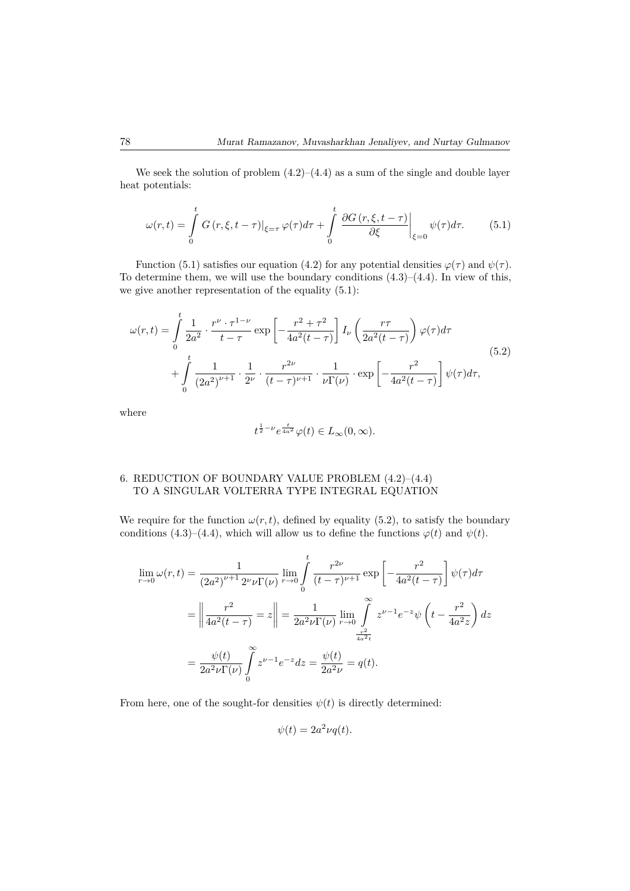We seek the solution of problem (4.2)–(4.4) as a sum of the single and double layer heat potentials:

$$\omega(r,t) = \int_0^t G(r,\xi,t-\tau)\big|_{\xi=\tau}\varphi(\tau)d\tau + \int_0^t \left.\frac{\partial G(r,\xi,t-\tau)}{\partial \xi}\right|_{\xi=0}\psi(\tau)d\tau. \tag{5.1}$$

Function (5.1) satisfies our equation (4.2) for any potential densities $\varphi(\tau)$ and $\psi(\tau)$. To determine them, we will use the boundary conditions (4.3)–(4.4). In view of this, we give another representation of the equality (5.1):

$$\begin{aligned}\omega(r,t) = &\int_0^t \frac{1}{2a^2}\cdot\frac{r^\nu\cdot\tau^{1-\nu}}{t-\tau}\exp\left[-\frac{r^2+\tau^2}{4a^2(t-\tau)}\right]I_\nu\left(\frac{r\tau}{2a^2(t-\tau)}\right)\varphi(\tau)d\tau\\ &+\int_0^t \frac{1}{(2a^2)^{\nu+1}}\cdot\frac{1}{2^\nu}\cdot\frac{r^{2\nu}}{(t-\tau)^{\nu+1}}\cdot\frac{1}{\nu\Gamma(\nu)}\cdot\exp\left[-\frac{r^2}{4a^2(t-\tau)}\right]\psi(\tau)d\tau,\end{aligned} \tag{5.2}$$

where

$$t^{\frac{1}{2}-\nu}e^{\frac{t}{4a^2}}\varphi(t)\in L_\infty(0,\infty).$$

## 6. REDUCTION OF BOUNDARY VALUE PROBLEM (4.2)–(4.4) TO A SINGULAR VOLTERRA TYPE INTEGRAL EQUATION

We require for the function $\omega(r,t)$, defined by equality (5.2), to satisfy the boundary conditions (4.3)–(4.4), which will allow us to define the functions $\varphi(t)$ and $\psi(t)$.

$$\begin{aligned}\lim_{r\to 0}\omega(r,t) &= \frac{1}{(2a^2)^{\nu+1}2^\nu\nu\Gamma(\nu)}\lim_{r\to 0}\int_0^t \frac{r^{2\nu}}{(t-\tau)^{\nu+1}}\exp\left[-\frac{r^2}{4a^2(t-\tau)}\right]\psi(\tau)d\tau\\ &= \left\|\frac{r^2}{4a^2(t-\tau)}=z\right\| = \frac{1}{2a^2\nu\Gamma(\nu)}\lim_{r\to 0}\int_{\frac{r^2}{4a^2t}}^{\infty} z^{\nu-1}e^{-z}\psi\left(t-\frac{r^2}{4a^2z}\right)dz\\ &= \frac{\psi(t)}{2a^2\nu\Gamma(\nu)}\int_0^\infty z^{\nu-1}e^{-z}dz = \frac{\psi(t)}{2a^2\nu} = q(t).\end{aligned}$$

From here, one of the sought-for densities $\psi(t)$ is directly determined:

$$\psi(t) = 2a^2\nu q(t).$$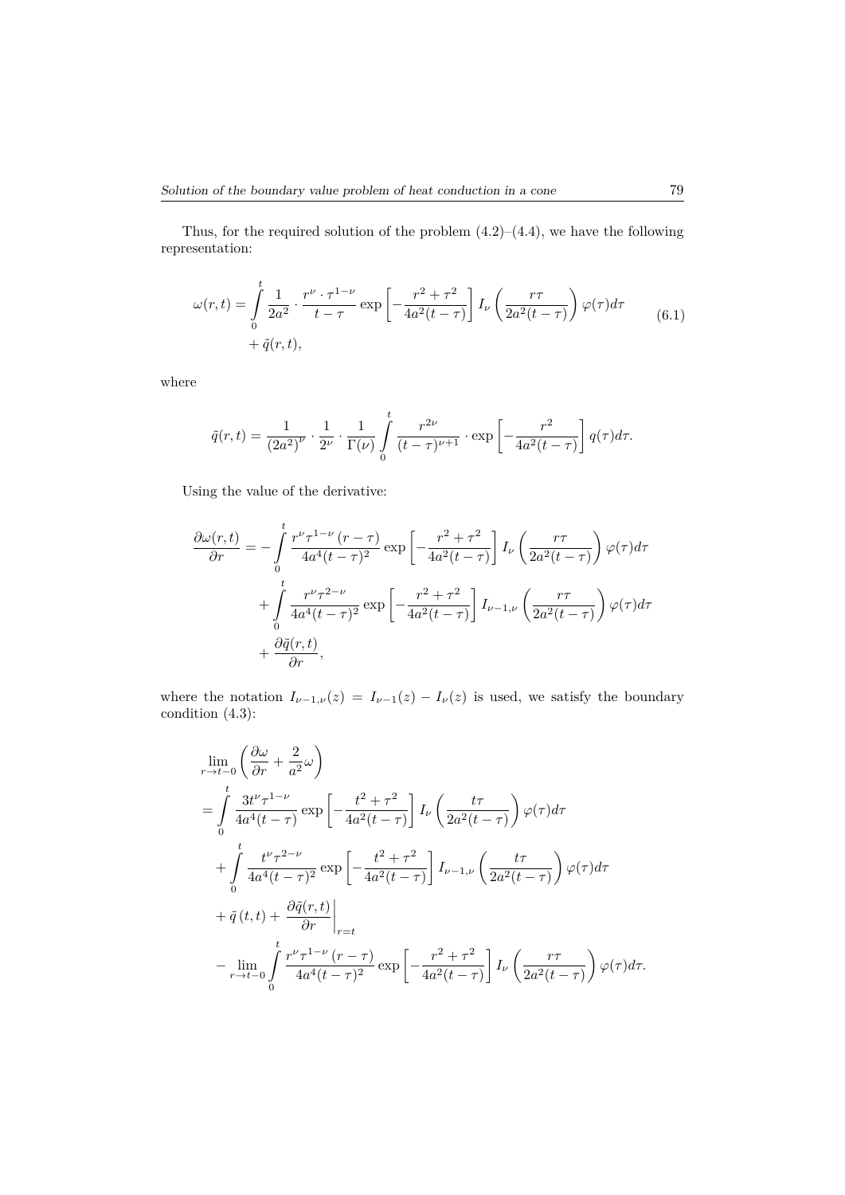Thus, for the required solution of the problem (4.2)–(4.4), we have the following representation:

$$
\begin{aligned}
\omega(r,t) = &\int\limits_0^t \frac{1}{2a^2} \cdot \frac{r^\nu \cdot \tau^{1-\nu}}{t-\tau} \exp\left[-\frac{r^2+\tau^2}{4a^2(t-\tau)}\right] I_\nu\left(\frac{r\tau}{2a^2(t-\tau)}\right)\varphi(\tau)d\tau \\
&+ \tilde{q}(r,t),
\end{aligned}
\tag{6.1}
$$

where

$$
\tilde{q}(r,t) = \frac{1}{(2a^2)^\nu} \cdot \frac{1}{2^\nu} \cdot \frac{1}{\Gamma(\nu)} \int\limits_0^t \frac{r^{2\nu}}{(t-\tau)^{\nu+1}} \cdot \exp\left[-\frac{r^2}{4a^2(t-\tau)}\right] q(\tau)d\tau.
$$

Using the value of the derivative:

$$
\begin{aligned}
\frac{\partial \omega(r,t)}{\partial r} = &-\int\limits_0^t \frac{r^\nu \tau^{1-\nu}(r-\tau)}{4a^4(t-\tau)^2} \exp\left[-\frac{r^2+\tau^2}{4a^2(t-\tau)}\right] I_\nu\left(\frac{r\tau}{2a^2(t-\tau)}\right)\varphi(\tau)d\tau \\
&+ \int\limits_0^t \frac{r^\nu \tau^{2-\nu}}{4a^4(t-\tau)^2} \exp\left[-\frac{r^2+\tau^2}{4a^2(t-\tau)}\right] I_{\nu-1,\nu}\left(\frac{r\tau}{2a^2(t-\tau)}\right)\varphi(\tau)d\tau \\
&+ \frac{\partial \tilde{q}(r,t)}{\partial r},
\end{aligned}
$$

where the notation $I_{\nu-1,\nu}(z) = I_{\nu-1}(z) - I_\nu(z)$ is used, we satisfy the boundary condition (4.3):

$$
\begin{aligned}
&\lim_{r\to t-0}\left(\frac{\partial \omega}{\partial r} + \frac{2}{a^2}\omega\right) \\
&= \int\limits_0^t \frac{3t^\nu \tau^{1-\nu}}{4a^4(t-\tau)} \exp\left[-\frac{t^2+\tau^2}{4a^2(t-\tau)}\right] I_\nu\left(\frac{t\tau}{2a^2(t-\tau)}\right)\varphi(\tau)d\tau \\
&\quad + \int\limits_0^t \frac{t^\nu \tau^{2-\nu}}{4a^4(t-\tau)^2} \exp\left[-\frac{t^2+\tau^2}{4a^2(t-\tau)}\right] I_{\nu-1,\nu}\left(\frac{t\tau}{2a^2(t-\tau)}\right)\varphi(\tau)d\tau \\
&\quad + \tilde{q}(t,t) + \left.\frac{\partial \tilde{q}(r,t)}{\partial r}\right|_{r=t} \\
&\quad - \lim_{r\to t-0}\int\limits_0^t \frac{r^\nu \tau^{1-\nu}(r-\tau)}{4a^4(t-\tau)^2} \exp\left[-\frac{r^2+\tau^2}{4a^2(t-\tau)}\right] I_\nu\left(\frac{r\tau}{2a^2(t-\tau)}\right)\varphi(\tau)d\tau.
\end{aligned}
$$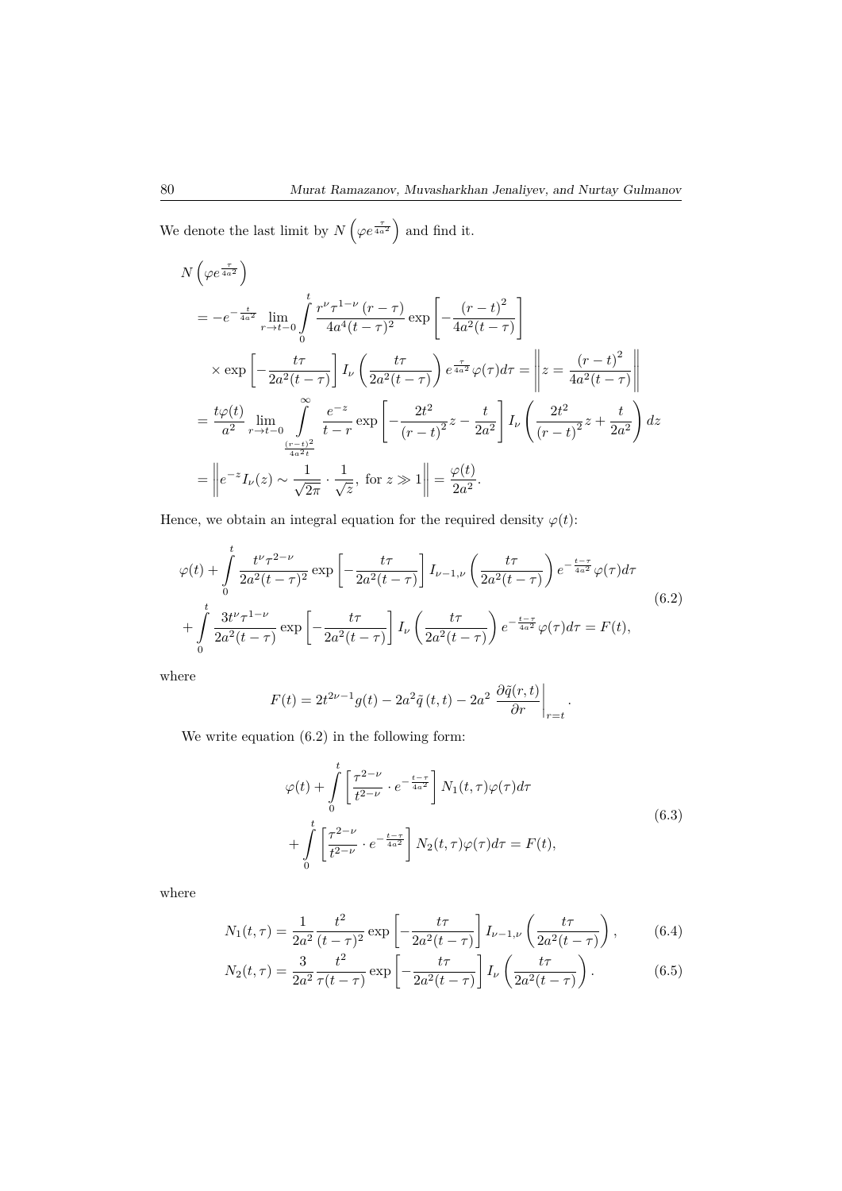We denote the last limit by $N\left(\varphi e^{\frac{\tau}{4a^2}}\right)$ and find it.

$$
\begin{aligned}
&N\left(\varphi e^{\frac{\tau}{4a^2}}\right)\\
&= -e^{-\frac{t}{4a^2}} \lim_{r\to t-0} \int\limits_0^t \frac{r^\nu \tau^{1-\nu}\,(r-\tau)}{4a^4(t-\tau)^2} \exp\left[-\frac{(r-t)^2}{4a^2(t-\tau)}\right]\\
&\quad \times \exp\left[-\frac{t\tau}{2a^2(t-\tau)}\right] I_\nu\left(\frac{t\tau}{2a^2(t-\tau)}\right) e^{\frac{\tau}{4a^2}}\varphi(\tau)d\tau = \left\| z = \frac{(r-t)^2}{4a^2(t-\tau)} \right\|\\
&= \frac{t\varphi(t)}{a^2} \lim_{r\to t-0} \int\limits_{\frac{(r-t)^2}{4a^2t}}^{\infty} \frac{e^{-z}}{t-r} \exp\left[-\frac{2t^2}{(r-t)^2}z - \frac{t}{2a^2}\right] I_\nu\left(\frac{2t^2}{(r-t)^2}z + \frac{t}{2a^2}\right) dz\\
&= \left\| e^{-z} I_\nu(z) \sim \frac{1}{\sqrt{2\pi}}\cdot\frac{1}{\sqrt{z}},\ \text{for } z \gg 1 \right\| = \frac{\varphi(t)}{2a^2}.
\end{aligned}
$$

Hence, we obtain an integral equation for the required density $\varphi(t)$:

$$
\begin{aligned}
&\varphi(t) + \int\limits_0^t \frac{t^\nu \tau^{2-\nu}}{2a^2(t-\tau)^2} \exp\left[-\frac{t\tau}{2a^2(t-\tau)}\right] I_{\nu-1,\nu}\left(\frac{t\tau}{2a^2(t-\tau)}\right) e^{-\frac{t-\tau}{4a^2}}\varphi(\tau)d\tau\\
&+ \int\limits_0^t \frac{3t^\nu \tau^{1-\nu}}{2a^2(t-\tau)} \exp\left[-\frac{t\tau}{2a^2(t-\tau)}\right] I_\nu\left(\frac{t\tau}{2a^2(t-\tau)}\right) e^{-\frac{t-\tau}{4a^2}}\varphi(\tau)d\tau = F(t),
\end{aligned} \tag{6.2}
$$

where

$$
F(t) = 2t^{2\nu-1}g(t) - 2a^2\tilde{q}\,(t,t) - 2a^2\left.\frac{\partial\tilde{q}(r,t)}{\partial r}\right|_{r=t}.
$$

We write equation (6.2) in the following form:

$$
\begin{aligned}
&\varphi(t) + \int\limits_0^t \left[\frac{\tau^{2-\nu}}{t^{2-\nu}}\cdot e^{-\frac{t-\tau}{4a^2}}\right] N_1(t,\tau)\varphi(\tau)d\tau\\
&+ \int\limits_0^t \left[\frac{\tau^{2-\nu}}{t^{2-\nu}}\cdot e^{-\frac{t-\tau}{4a^2}}\right] N_2(t,\tau)\varphi(\tau)d\tau = F(t),
\end{aligned} \tag{6.3}
$$

where

$$
N_1(t,\tau) = \frac{1}{2a^2}\frac{t^2}{(t-\tau)^2} \exp\left[-\frac{t\tau}{2a^2(t-\tau)}\right] I_{\nu-1,\nu}\left(\frac{t\tau}{2a^2(t-\tau)}\right), \tag{6.4}
$$

$$
N_2(t,\tau) = \frac{3}{2a^2}\frac{t^2}{\tau(t-\tau)} \exp\left[-\frac{t\tau}{2a^2(t-\tau)}\right] I_\nu\left(\frac{t\tau}{2a^2(t-\tau)}\right). \tag{6.5}
$$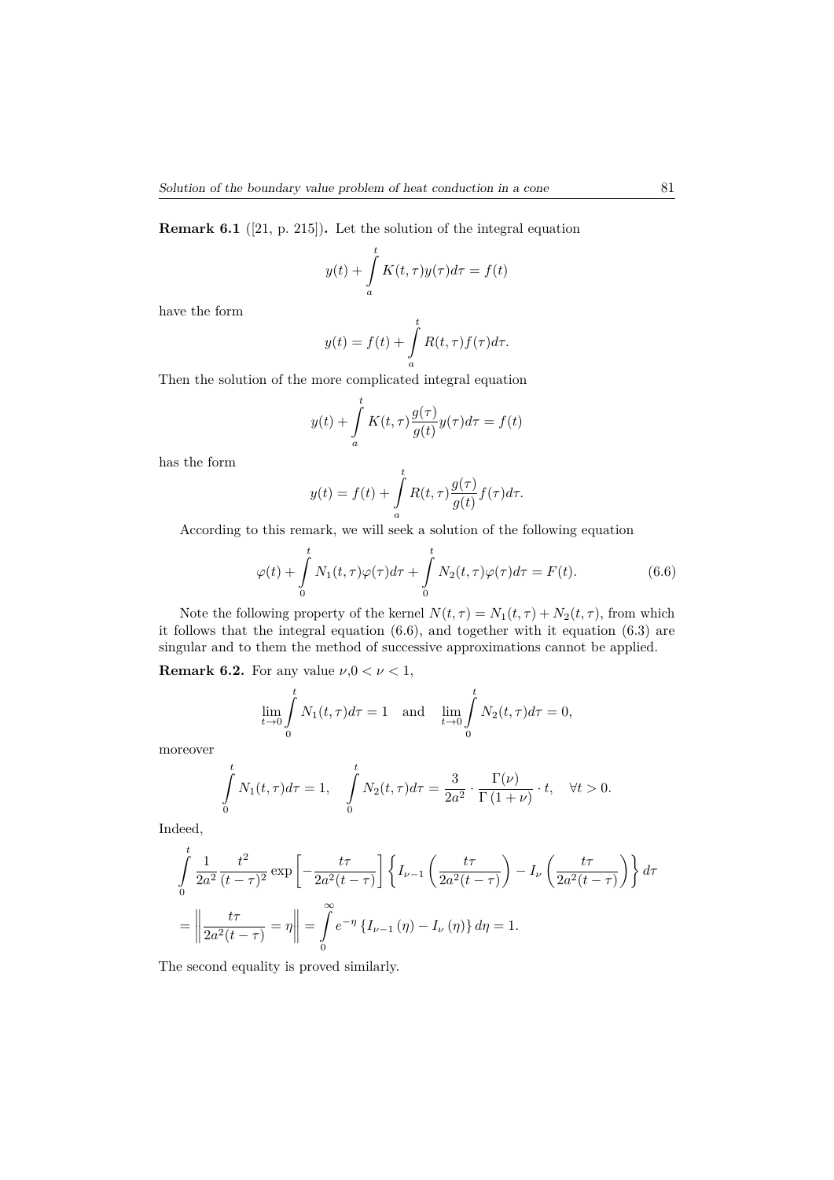**Remark 6.1** ([21, p. 215])**.** Let the solution of the integral equation

$$y(t) + \int_a^t K(t,\tau)y(\tau)d\tau = f(t)$$

have the form

$$y(t) = f(t) + \int_a^t R(t,\tau)f(\tau)d\tau.$$

Then the solution of the more complicated integral equation

$$y(t) + \int_a^t K(t,\tau)\frac{g(\tau)}{g(t)}y(\tau)d\tau = f(t)$$

has the form

$$y(t) = f(t) + \int_a^t R(t,\tau)\frac{g(\tau)}{g(t)}f(\tau)d\tau.$$

According to this remark, we will seek a solution of the following equation

$$\varphi(t) + \int_0^t N_1(t,\tau)\varphi(\tau)d\tau + \int_0^t N_2(t,\tau)\varphi(\tau)d\tau = F(t). \tag{6.6}$$

Note the following property of the kernel $N(t,\tau) = N_1(t,\tau) + N_2(t,\tau)$, from which it follows that the integral equation (6.6), and together with it equation (6.3) are singular and to them the method of successive approximations cannot be applied.

**Remark 6.2.** For any value $\nu, 0 < \nu < 1$,

$$\lim_{t\to 0}\int_0^t N_1(t,\tau)d\tau = 1 \quad \text{and} \quad \lim_{t\to 0}\int_0^t N_2(t,\tau)d\tau = 0,$$

moreover

$$\int_0^t N_1(t,\tau)d\tau = 1, \quad \int_0^t N_2(t,\tau)d\tau = \frac{3}{2a^2}\cdot\frac{\Gamma(\nu)}{\Gamma(1+\nu)}\cdot t, \quad \forall t > 0.$$

Indeed,

$$\int_0^t \frac{1}{2a^2}\frac{t^2}{(t-\tau)^2}\exp\left[-\frac{t\tau}{2a^2(t-\tau)}\right]\left\{I_{\nu-1}\left(\frac{t\tau}{2a^2(t-\tau)}\right) - I_\nu\left(\frac{t\tau}{2a^2(t-\tau)}\right)\right\}d\tau$$

$$= \left\|\frac{t\tau}{2a^2(t-\tau)} = \eta\right\| = \int_0^\infty e^{-\eta}\left\{I_{\nu-1}(\eta) - I_\nu(\eta)\right\}d\eta = 1.$$

The second equality is proved similarly.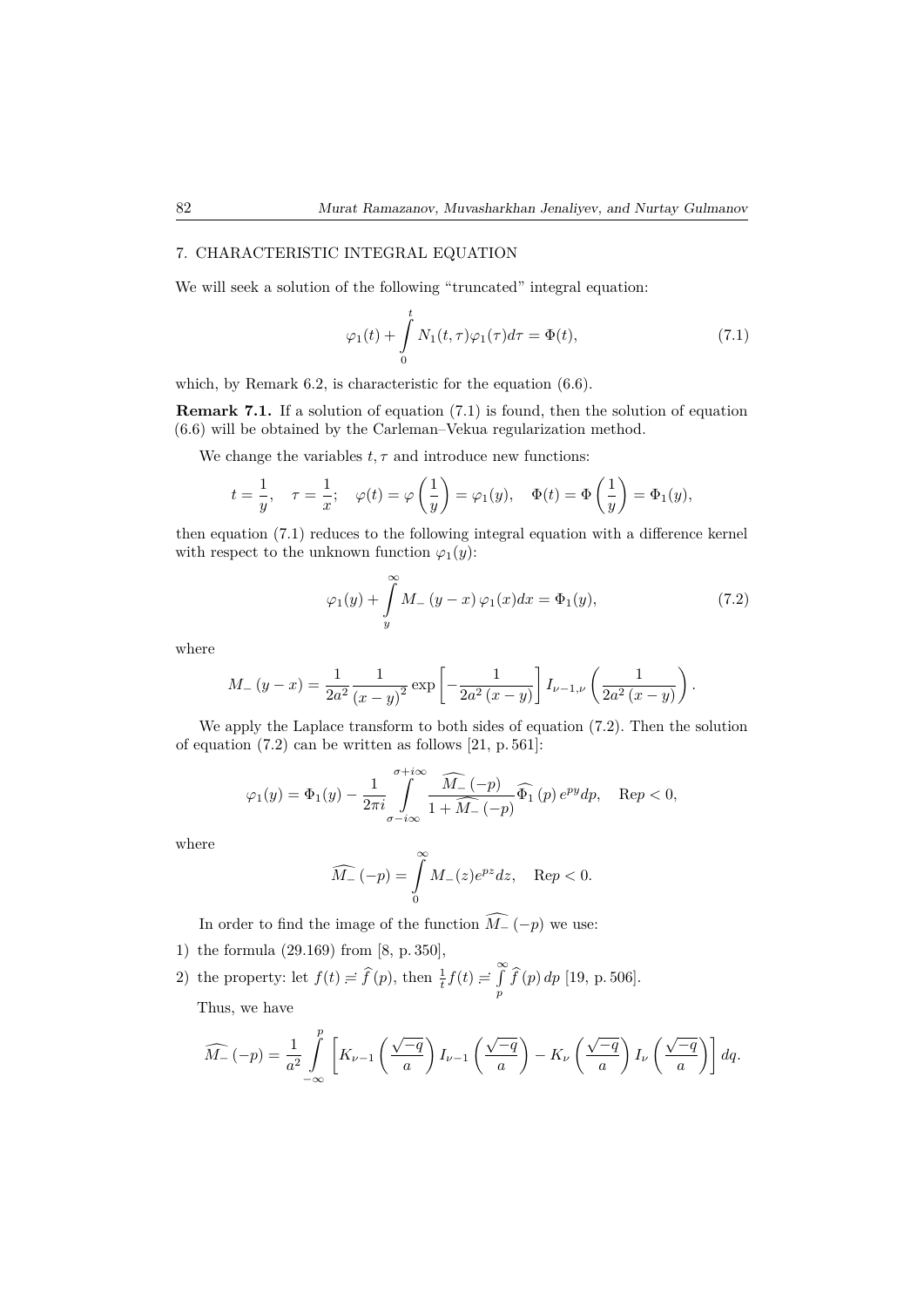## 7. CHARACTERISTIC INTEGRAL EQUATION

We will seek a solution of the following "truncated" integral equation:

$$\varphi_1(t) + \int\limits_0^t N_1(t,\tau)\varphi_1(\tau)d\tau = \Phi(t), \tag{7.1}$$

which, by Remark 6.2, is characteristic for the equation (6.6).

**Remark 7.1.** If a solution of equation (7.1) is found, then the solution of equation (6.6) will be obtained by the Carleman–Vekua regularization method.

We change the variables $t, \tau$ and introduce new functions:

$$t = \frac{1}{y}, \quad \tau = \frac{1}{x}; \quad \varphi(t) = \varphi\left(\frac{1}{y}\right) = \varphi_1(y), \quad \Phi(t) = \Phi\left(\frac{1}{y}\right) = \Phi_1(y),$$

then equation (7.1) reduces to the following integral equation with a difference kernel with respect to the unknown function $\varphi_1(y)$:

$$\varphi_1(y) + \int\limits_y^\infty M_-\left(y-x\right)\varphi_1(x)dx = \Phi_1(y), \tag{7.2}$$

where

$$M_-\left(y-x\right) = \frac{1}{2a^2}\frac{1}{\left(x-y\right)^2}\exp\left[-\frac{1}{2a^2\left(x-y\right)}\right] I_{\nu-1,\nu}\left(\frac{1}{2a^2\left(x-y\right)}\right).$$

We apply the Laplace transform to both sides of equation (7.2). Then the solution of equation (7.2) can be written as follows [21, p. 561]:

$$\varphi_1(y) = \Phi_1(y) - \frac{1}{2\pi i}\int\limits_{\sigma-i\infty}^{\sigma+i\infty}\frac{\widehat{M_-}\left(-p\right)}{1+\widehat{M_-}\left(-p\right)}\widehat{\Phi_1}\left(p\right)e^{py}dp, \quad \mathrm{Re}p<0,$$

where

$$\widehat{M_-}\left(-p\right) = \int\limits_0^\infty M_-(z)e^{pz}dz, \quad \mathrm{Re}p<0.$$

In order to find the image of the function $\widehat{M_-}\left(-p\right)$ we use:

1) the formula (29.169) from [8, p. 350],
2) the property: let $f(t) \risingdotseq \widehat{f}\left(p\right)$, then $\frac{1}{t}f(t) \risingdotseq \int\limits_p^\infty \widehat{f}\left(p\right)dp$ [19, p. 506].

Thus, we have

$$\widehat{M_-}\left(-p\right) = \frac{1}{a^2}\int\limits_{-\infty}^p\left[K_{\nu-1}\left(\frac{\sqrt{-q}}{a}\right)I_{\nu-1}\left(\frac{\sqrt{-q}}{a}\right) - K_\nu\left(\frac{\sqrt{-q}}{a}\right)I_\nu\left(\frac{\sqrt{-q}}{a}\right)\right]dq.$$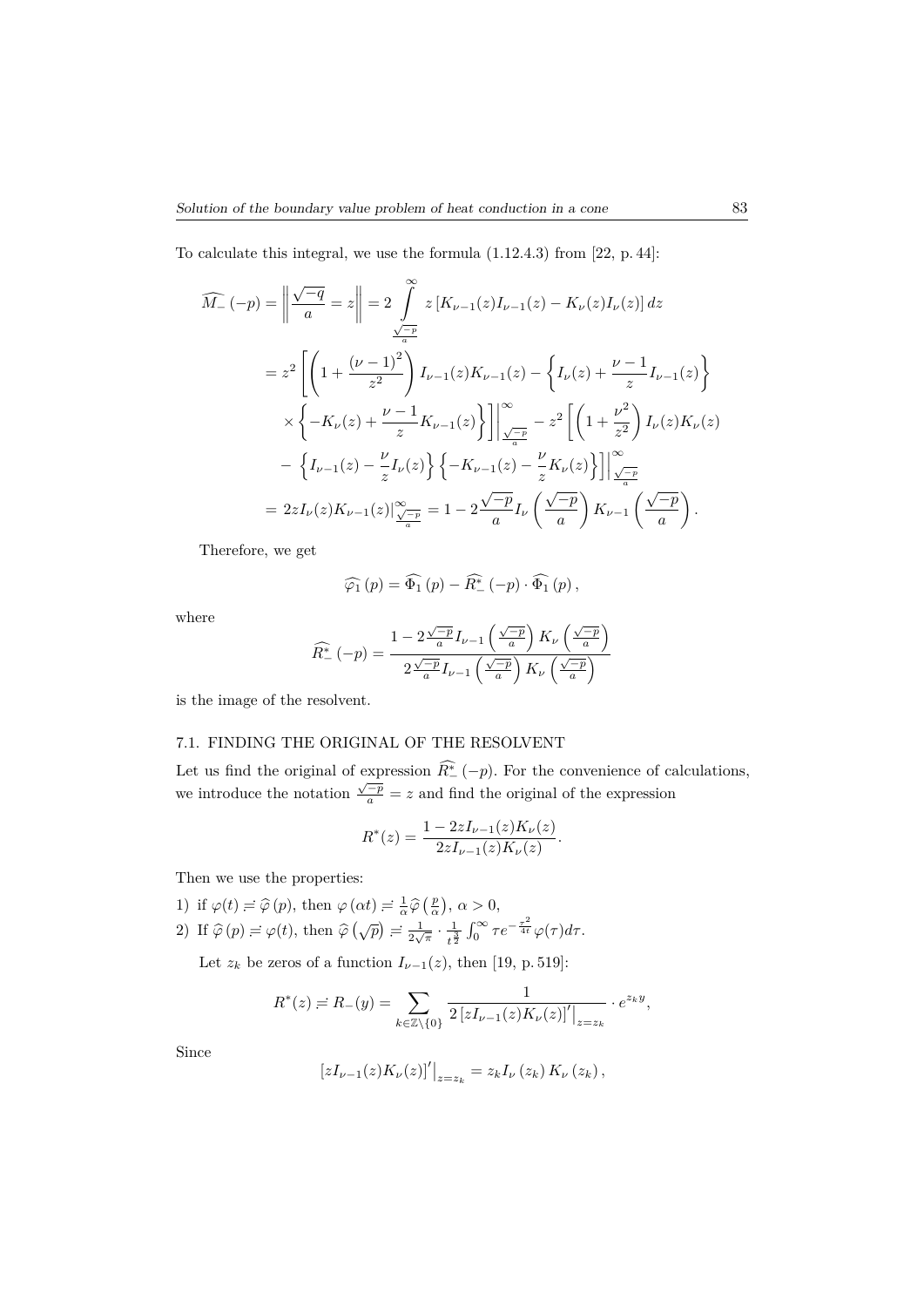To calculate this integral, we use the formula (1.12.4.3) from [22, p. 44]:

$$
\begin{aligned}
\widehat{M_-}(-p) &= \left\| \frac{\sqrt{-q}}{a} = z \right\| = 2 \int\limits_{\frac{\sqrt{-p}}{a}}^{\infty} z \left[ K_{\nu-1}(z) I_{\nu-1}(z) - K_\nu(z) I_\nu(z) \right] dz \\
&= z^2 \left[ \left( 1 + \frac{(\nu-1)^2}{z^2} \right) I_{\nu-1}(z) K_{\nu-1}(z) - \left\{ I_\nu(z) + \frac{\nu-1}{z} I_{\nu-1}(z) \right\} \right. \\
&\quad \left. \times \left\{ -K_\nu(z) + \frac{\nu-1}{z} K_{\nu-1}(z) \right\} \right] \Bigg|_{\frac{\sqrt{-p}}{a}}^{\infty} - z^2 \left[ \left( 1 + \frac{\nu^2}{z^2} \right) I_\nu(z) K_\nu(z) \right. \\
&\quad \left. - \left\{ I_{\nu-1}(z) - \frac{\nu}{z} I_\nu(z) \right\} \left\{ -K_{\nu-1}(z) - \frac{\nu}{z} K_\nu(z) \right\} \right] \Bigg|_{\frac{\sqrt{-p}}{a}}^{\infty} \\
&= 2 z I_\nu(z) K_{\nu-1}(z) \Big|_{\frac{\sqrt{-p}}{a}}^{\infty} = 1 - 2 \frac{\sqrt{-p}}{a} I_\nu \left( \frac{\sqrt{-p}}{a} \right) K_{\nu-1} \left( \frac{\sqrt{-p}}{a} \right).
\end{aligned}
$$

Therefore, we get

$$
\widehat{\varphi_1}(p) = \widehat{\Phi_1}(p) - \widehat{R_-^*}(-p) \cdot \widehat{\Phi_1}(p),
$$

where

$$
\widehat{R_-^*}(-p) = \frac{1 - 2 \frac{\sqrt{-p}}{a} I_{\nu-1} \left( \frac{\sqrt{-p}}{a} \right) K_\nu \left( \frac{\sqrt{-p}}{a} \right)}{2 \frac{\sqrt{-p}}{a} I_{\nu-1} \left( \frac{\sqrt{-p}}{a} \right) K_\nu \left( \frac{\sqrt{-p}}{a} \right)}
$$

is the image of the resolvent.

## 7.1. FINDING THE ORIGINAL OF THE RESOLVENT

Let us find the original of expression $\widehat{R_-^*}(-p)$. For the convenience of calculations, we introduce the notation $\frac{\sqrt{-p}}{a} = z$ and find the original of the expression

$$
R^*(z) = \frac{1 - 2z I_{\nu-1}(z) K_\nu(z)}{2z I_{\nu-1}(z) K_\nu(z)}.
$$

Then we use the properties:

1) if $\varphi(t) \risingdotseq \widehat{\varphi}(p)$, then $\varphi(\alpha t) \risingdotseq \frac{1}{\alpha} \widehat{\varphi}\left(\frac{p}{\alpha}\right)$, $\alpha > 0$,
2) If $\widehat{\varphi}(p) \risingdotseq \varphi(t)$, then $\widehat{\varphi}\left(\sqrt{p}\right) \risingdotseq \frac{1}{2\sqrt{\pi}} \cdot \frac{1}{t^{\frac{3}{2}}} \int_0^\infty \tau e^{-\frac{\tau^2}{4t}} \varphi(\tau) d\tau$.

Let $z_k$ be zeros of a function $I_{\nu-1}(z)$, then [19, p. 519]:

$$
R^*(z) \risingdotseq R_-(y) = \sum_{k \in \mathbb{Z} \setminus \{0\}} \frac{1}{2 \left[ z I_{\nu-1}(z) K_\nu(z) \right]' \Big|_{z = z_k}} \cdot e^{z_k y},
$$

Since

$$
\left[ z I_{\nu-1}(z) K_\nu(z) \right]' \Big|_{z = z_k} = z_k I_\nu(z_k) K_\nu(z_k),
$$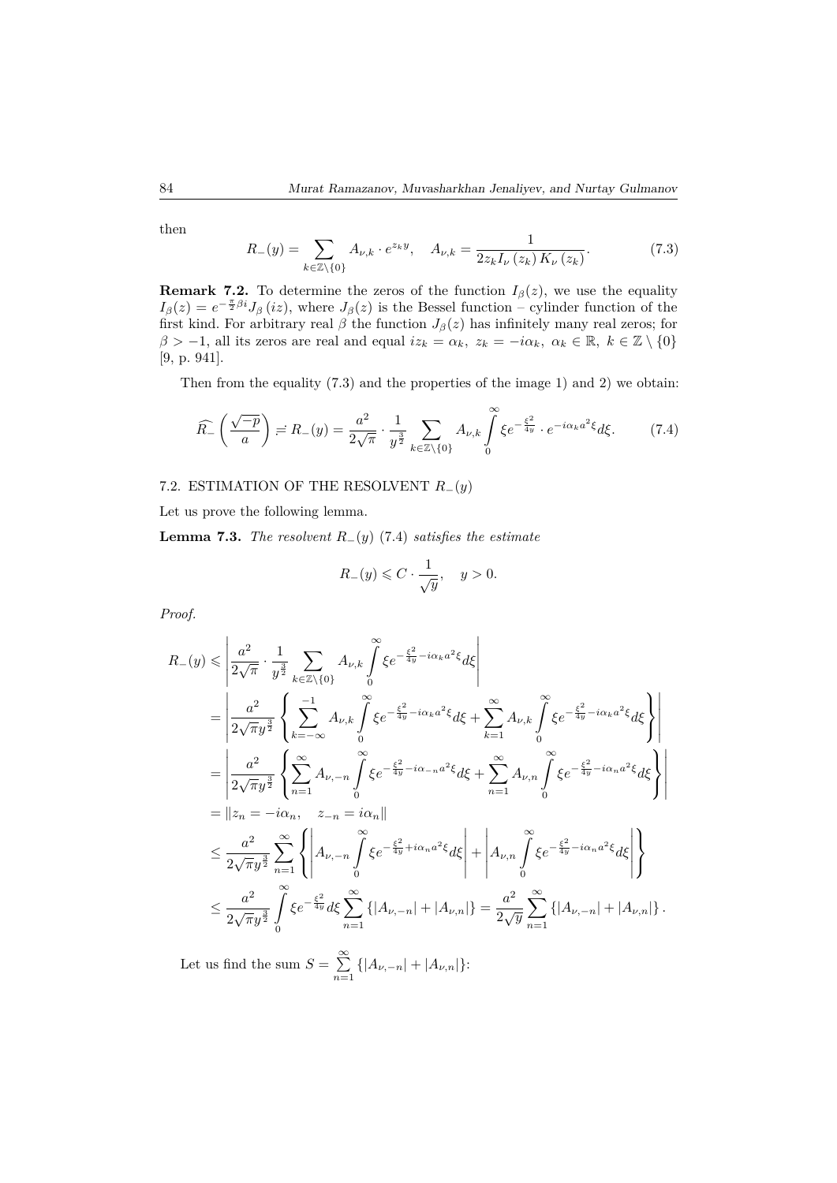then

$$R_-(y) = \sum_{k\in\mathbb{Z}\setminus\{0\}} A_{\nu,k}\cdot e^{z_k y}, \quad A_{\nu,k} = \frac{1}{2z_k I_\nu(z_k) K_\nu(z_k)}. \tag{7.3}$$

**Remark 7.2.** To determine the zeros of the function $I_\beta(z)$, we use the equality $I_\beta(z) = e^{-\frac{\pi}{2}\beta i} J_\beta(iz)$, where $J_\beta(z)$ is the Bessel function – cylinder function of the first kind. For arbitrary real $\beta$ the function $J_\beta(z)$ has infinitely many real zeros; for $\beta > -1$, all its zeros are real and equal $iz_k = \alpha_k,\ z_k = -i\alpha_k,\ \alpha_k \in \mathbb{R},\ k \in \mathbb{Z}\setminus\{0\}$ [9, p. 941].

Then from the equality (7.3) and the properties of the image 1) and 2) we obtain:

$$\widehat{R_-}\left(\frac{\sqrt{-p}}{a}\right) \risingdotseq R_-(y) = \frac{a^2}{2\sqrt{\pi}}\cdot\frac{1}{y^{\frac{3}{2}}}\sum_{k\in\mathbb{Z}\setminus\{0\}} A_{\nu,k}\int_0^\infty \xi e^{-\frac{\xi^2}{4y}}\cdot e^{-i\alpha_k a^2 \xi}d\xi. \tag{7.4}$$

## 7.2. ESTIMATION OF THE RESOLVENT $R_-(y)$

Let us prove the following lemma.

**Lemma 7.3.** *The resolvent $R_-(y)$ (7.4) satisfies the estimate*

$$R_-(y) \leqslant C\cdot\frac{1}{\sqrt{y}}, \quad y > 0.$$

*Proof.*

$$\begin{aligned}
R_-(y) &\leqslant \left|\frac{a^2}{2\sqrt{\pi}}\cdot\frac{1}{y^{\frac{3}{2}}}\sum_{k\in\mathbb{Z}\setminus\{0\}} A_{\nu,k}\int_0^\infty \xi e^{-\frac{\xi^2}{4y}-i\alpha_k a^2\xi}d\xi\right| \\
&= \left|\frac{a^2}{2\sqrt{\pi}y^{\frac{3}{2}}}\left\{\sum_{k=-\infty}^{-1} A_{\nu,k}\int_0^\infty \xi e^{-\frac{\xi^2}{4y}-i\alpha_k a^2\xi}d\xi + \sum_{k=1}^{\infty} A_{\nu,k}\int_0^\infty \xi e^{-\frac{\xi^2}{4y}-i\alpha_k a^2\xi}d\xi\right\}\right| \\
&= \left|\frac{a^2}{2\sqrt{\pi}y^{\frac{3}{2}}}\left\{\sum_{n=1}^{\infty} A_{\nu,-n}\int_0^\infty \xi e^{-\frac{\xi^2}{4y}-i\alpha_{-n} a^2\xi}d\xi + \sum_{n=1}^{\infty} A_{\nu,n}\int_0^\infty \xi e^{-\frac{\xi^2}{4y}-i\alpha_n a^2\xi}d\xi\right\}\right| \\
&= \| z_n = -i\alpha_n, \quad z_{-n} = i\alpha_n \| \\
&\leq \frac{a^2}{2\sqrt{\pi}y^{\frac{3}{2}}}\sum_{n=1}^{\infty}\left\{\left|A_{\nu,-n}\int_0^\infty \xi e^{-\frac{\xi^2}{4y}+i\alpha_n a^2\xi}d\xi\right| + \left|A_{\nu,n}\int_0^\infty \xi e^{-\frac{\xi^2}{4y}-i\alpha_n a^2\xi}d\xi\right|\right\} \\
&\leq \frac{a^2}{2\sqrt{\pi}y^{\frac{3}{2}}}\int_0^\infty \xi e^{-\frac{\xi^2}{4y}}d\xi\sum_{n=1}^{\infty}\{|A_{\nu,-n}| + |A_{\nu,n}|\} = \frac{a^2}{2\sqrt{y}}\sum_{n=1}^{\infty}\{|A_{\nu,-n}| + |A_{\nu,n}|\}.
\end{aligned}$$

Let us find the sum $S = \sum_{n=1}^{\infty}\{|A_{\nu,-n}| + |A_{\nu,n}|\}$: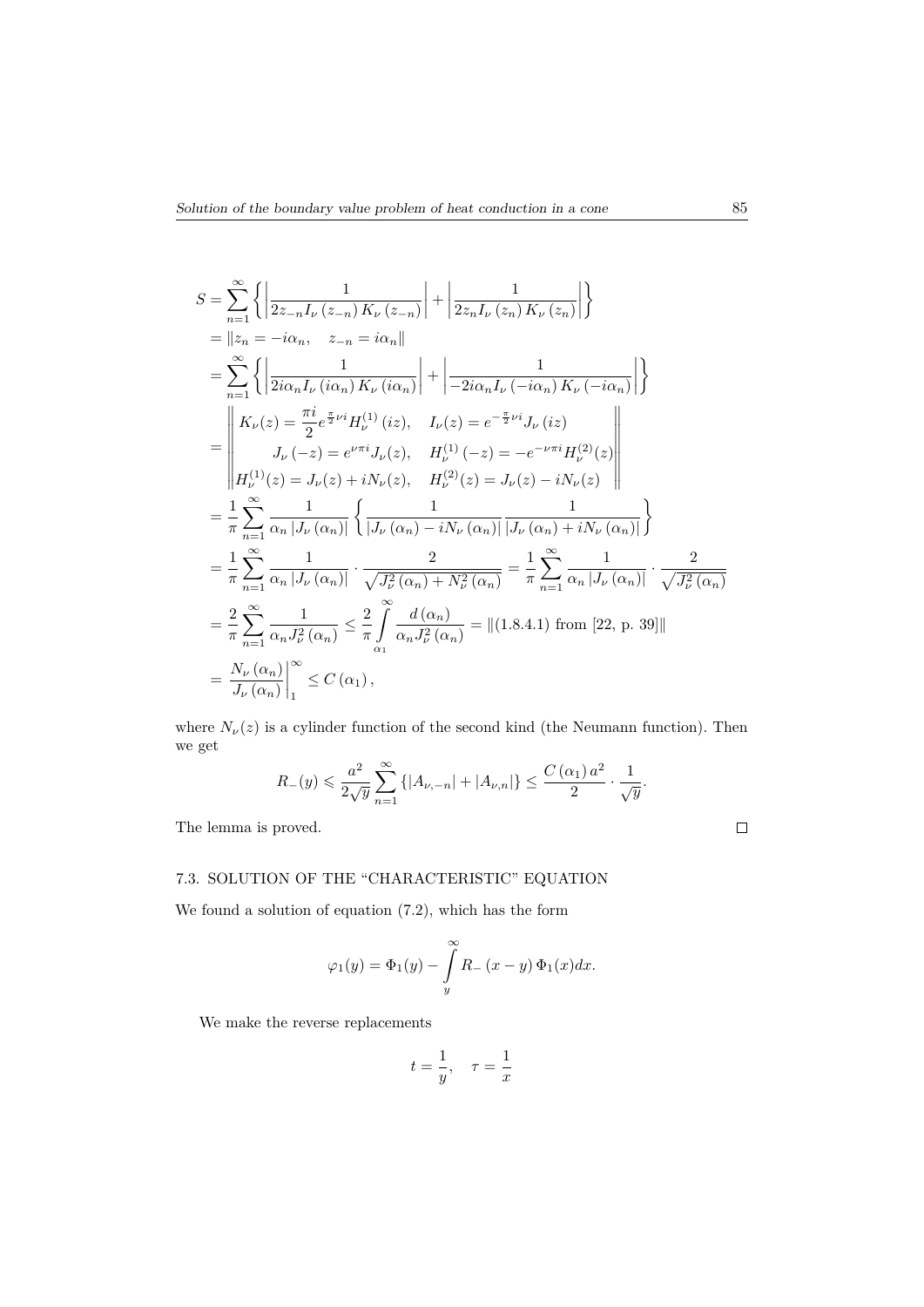$$
\begin{aligned}
S &= \sum_{n=1}^{\infty}\left\{\left|\frac{1}{2z_{-n}I_{\nu}\left(z_{-n}\right)K_{\nu}\left(z_{-n}\right)}\right| + \left|\frac{1}{2z_{n}I_{\nu}\left(z_{n}\right)K_{\nu}\left(z_{n}\right)}\right|\right\} \\
&= \left\| z_n = -i\alpha_n, \quad z_{-n} = i\alpha_n \right\| \\
&= \sum_{n=1}^{\infty}\left\{\left|\frac{1}{2i\alpha_n I_{\nu}\left(i\alpha_n\right)K_{\nu}\left(i\alpha_n\right)}\right| + \left|\frac{1}{-2i\alpha_n I_{\nu}\left(-i\alpha_n\right)K_{\nu}\left(-i\alpha_n\right)}\right|\right\} \\
&= \left\| \begin{matrix} K_{\nu}(z) = \dfrac{\pi i}{2}e^{\frac{\pi}{2}\nu i}H_{\nu}^{(1)}(iz), \quad I_{\nu}(z) = e^{-\frac{\pi}{2}\nu i}J_{\nu}(iz) \\ J_{\nu}(-z) = e^{\nu\pi i}J_{\nu}(z), \quad H_{\nu}^{(1)}(-z) = -e^{-\nu\pi i}H_{\nu}^{(2)}(z) \\ H_{\nu}^{(1)}(z) = J_{\nu}(z) + iN_{\nu}(z), \quad H_{\nu}^{(2)}(z) = J_{\nu}(z) - iN_{\nu}(z) \end{matrix} \right\| \\
&= \frac{1}{\pi}\sum_{n=1}^{\infty}\frac{1}{\alpha_n\left|J_{\nu}\left(\alpha_n\right)\right|}\left\{\frac{1}{\left|J_{\nu}\left(\alpha_n\right) - iN_{\nu}\left(\alpha_n\right)\right|}\frac{1}{\left|J_{\nu}\left(\alpha_n\right) + iN_{\nu}\left(\alpha_n\right)\right|}\right\} \\
&= \frac{1}{\pi}\sum_{n=1}^{\infty}\frac{1}{\alpha_n\left|J_{\nu}\left(\alpha_n\right)\right|}\cdot\frac{2}{\sqrt{J_{\nu}^2\left(\alpha_n\right) + N_{\nu}^2\left(\alpha_n\right)}} = \frac{1}{\pi}\sum_{n=1}^{\infty}\frac{1}{\alpha_n\left|J_{\nu}\left(\alpha_n\right)\right|}\cdot\frac{2}{\sqrt{J_{\nu}^2\left(\alpha_n\right)}} \\
&= \frac{2}{\pi}\sum_{n=1}^{\infty}\frac{1}{\alpha_n J_{\nu}^2\left(\alpha_n\right)} \le \frac{2}{\pi}\int_{\alpha_1}^{\infty}\frac{d\left(\alpha_n\right)}{\alpha_n J_{\nu}^2\left(\alpha_n\right)} = \|(1.8.4.1) \text{ from [22, p. 39]}\| \\
&= \left.\frac{N_{\nu}\left(\alpha_n\right)}{J_{\nu}\left(\alpha_n\right)}\right|_1^{\infty} \le C\left(\alpha_1\right),
\end{aligned}
$$

where $N_{\nu}(z)$ is a cylinder function of the second kind (the Neumann function). Then we get

$$
R_{-}(y) \leqslant \frac{a^2}{2\sqrt{y}}\sum_{n=1}^{\infty}\left\{\left|A_{\nu,-n}\right| + \left|A_{\nu,n}\right|\right\} \le \frac{C\left(\alpha_1\right)a^2}{2}\cdot\frac{1}{\sqrt{y}}.
$$

The lemma is proved. □

## 7.3. SOLUTION OF THE "CHARACTERISTIC" EQUATION

We found a solution of equation (7.2), which has the form

$$
\varphi_1(y) = \Phi_1(y) - \int_{y}^{\infty} R_{-}\left(x - y\right)\Phi_1(x)dx.
$$

We make the reverse replacements

$$
t = \frac{1}{y}, \quad \tau = \frac{1}{x}
$$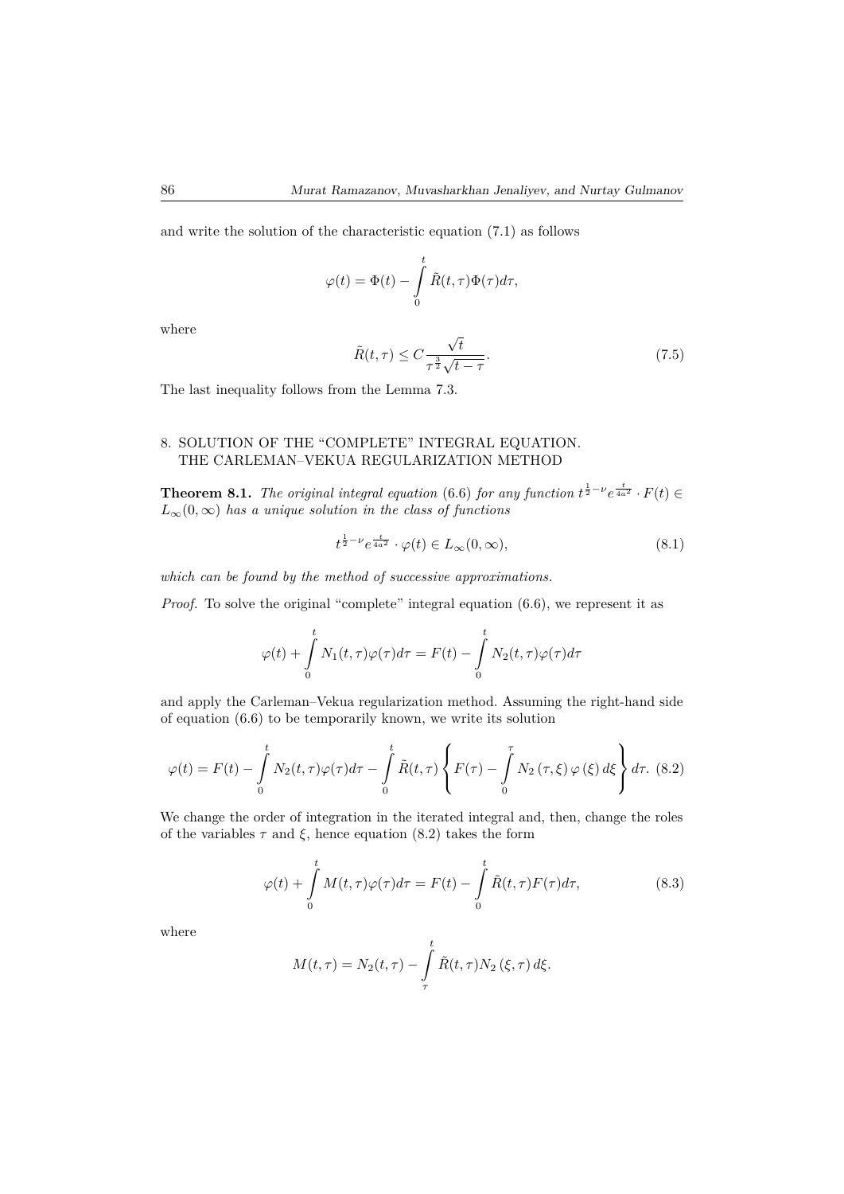and write the solution of the characteristic equation (7.1) as follows

$$\varphi(t) = \Phi(t) - \int\limits_0^t \tilde{R}(t,\tau)\Phi(\tau)d\tau,$$

where

$$\tilde{R}(t,\tau) \leq C\frac{\sqrt{t}}{\tau^{\frac{3}{2}}\sqrt{t-\tau}}. \tag{7.5}$$

The last inequality follows from the Lemma 7.3.

## 8. SOLUTION OF THE "COMPLETE" INTEGRAL EQUATION. THE CARLEMAN–VEKUA REGULARIZATION METHOD

**Theorem 8.1.** *The original integral equation* (6.6) *for any function* $t^{\frac{1}{2}-\nu}e^{\frac{t}{4a^2}} \cdot F(t) \in L_\infty(0,\infty)$ *has a unique solution in the class of functions*

$$t^{\frac{1}{2}-\nu}e^{\frac{t}{4a^2}} \cdot \varphi(t) \in L_\infty(0,\infty), \tag{8.1}$$

*which can be found by the method of successive approximations.*

*Proof.* To solve the original "complete" integral equation (6.6), we represent it as

$$\varphi(t) + \int\limits_0^t N_1(t,\tau)\varphi(\tau)d\tau = F(t) - \int\limits_0^t N_2(t,\tau)\varphi(\tau)d\tau$$

and apply the Carleman–Vekua regularization method. Assuming the right-hand side of equation (6.6) to be temporarily known, we write its solution

$$\varphi(t) = F(t) - \int\limits_0^t N_2(t,\tau)\varphi(\tau)d\tau - \int\limits_0^t \tilde{R}(t,\tau)\left\{F(\tau) - \int\limits_0^\tau N_2(\tau,\xi)\,\varphi(\xi)\,d\xi\right\}d\tau. \tag{8.2}$$

We change the order of integration in the iterated integral and, then, change the roles of the variables $\tau$ and $\xi$, hence equation (8.2) takes the form

$$\varphi(t) + \int\limits_0^t M(t,\tau)\varphi(\tau)d\tau = F(t) - \int\limits_0^t \tilde{R}(t,\tau)F(\tau)d\tau, \tag{8.3}$$

where

$$M(t,\tau) = N_2(t,\tau) - \int\limits_\tau^t \tilde{R}(t,\tau)N_2(\xi,\tau)\,d\xi.$$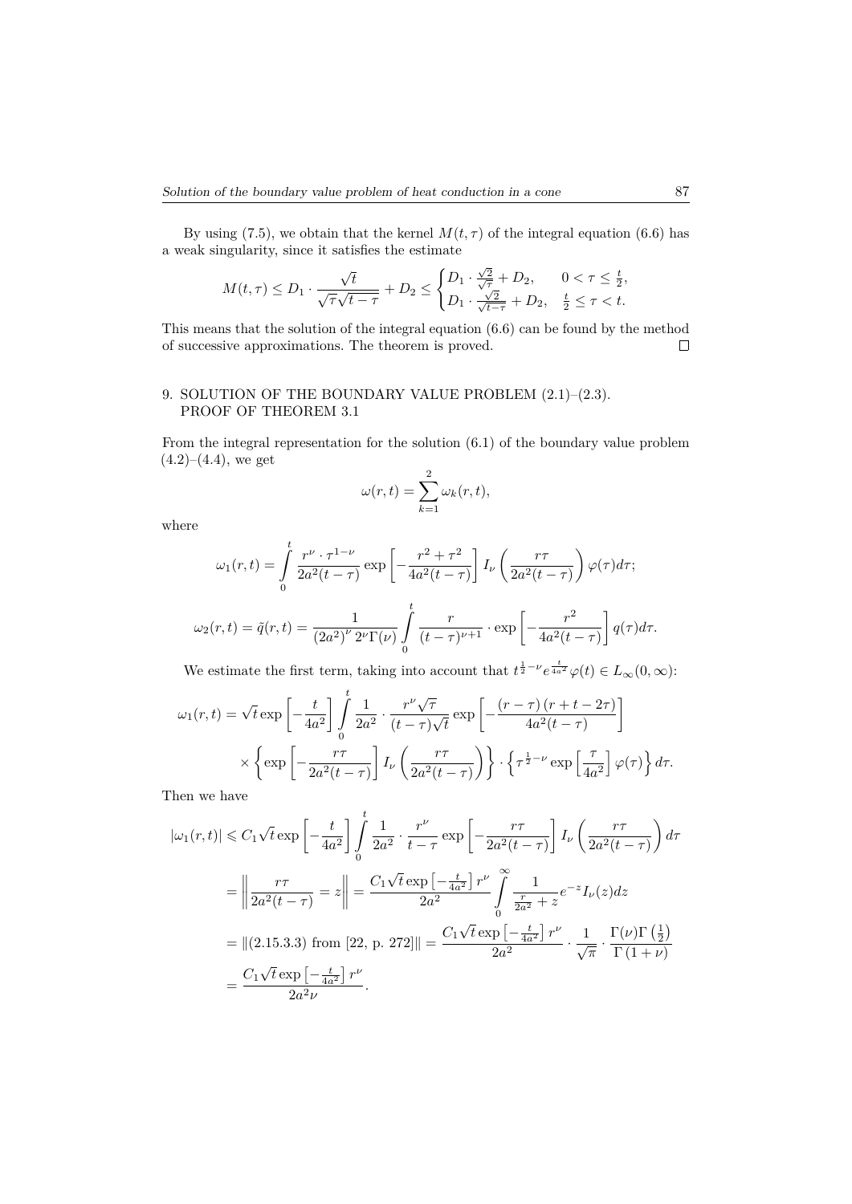By using (7.5), we obtain that the kernel $M(t,\tau)$ of the integral equation (6.6) has a weak singularity, since it satisfies the estimate

$$M(t,\tau) \le D_1 \cdot \frac{\sqrt{t}}{\sqrt{\tau}\sqrt{t-\tau}} + D_2 \le \begin{cases} D_1 \cdot \frac{\sqrt{2}}{\sqrt{\tau}} + D_2, & 0 < \tau \le \frac{t}{2}, \\ D_1 \cdot \frac{\sqrt{2}}{\sqrt{t-\tau}} + D_2, & \frac{t}{2} \le \tau < t. \end{cases}$$

This means that the solution of the integral equation (6.6) can be found by the method of successive approximations. The theorem is proved. $\square$

## 9. SOLUTION OF THE BOUNDARY VALUE PROBLEM (2.1)–(2.3). PROOF OF THEOREM 3.1

From the integral representation for the solution (6.1) of the boundary value problem (4.2)–(4.4), we get

$$\omega(r,t) = \sum_{k=1}^{2} \omega_k(r,t),$$

where

$$\omega_1(r,t) = \int_0^t \frac{r^\nu \cdot \tau^{1-\nu}}{2a^2(t-\tau)} \exp\left[-\frac{r^2+\tau^2}{4a^2(t-\tau)}\right] I_\nu\left(\frac{r\tau}{2a^2(t-\tau)}\right)\varphi(\tau)d\tau;$$

$$\omega_2(r,t) = \tilde{q}(r,t) = \frac{1}{(2a^2)^\nu\, 2^\nu \Gamma(\nu)} \int_0^t \frac{r}{(t-\tau)^{\nu+1}} \cdot \exp\left[-\frac{r^2}{4a^2(t-\tau)}\right] q(\tau)d\tau.$$

We estimate the first term, taking into account that $t^{\frac{1}{2}-\nu} e^{\frac{t}{4a^2}}\varphi(t) \in L_\infty(0,\infty)$:

$$\omega_1(r,t) = \sqrt{t}\exp\left[-\frac{t}{4a^2}\right] \int_0^t \frac{1}{2a^2} \cdot \frac{r^\nu\sqrt{\tau}}{(t-\tau)\sqrt{t}} \exp\left[-\frac{(r-\tau)(r+t-2\tau)}{4a^2(t-\tau)}\right]$$
$$\times \left\{\exp\left[-\frac{r\tau}{2a^2(t-\tau)}\right] I_\nu\left(\frac{r\tau}{2a^2(t-\tau)}\right)\right\} \cdot \left\{\tau^{\frac{1}{2}-\nu}\exp\left[\frac{\tau}{4a^2}\right]\varphi(\tau)\right\} d\tau.$$

Then we have

$$|\omega_1(r,t)| \leqslant C_1\sqrt{t}\exp\left[-\frac{t}{4a^2}\right] \int_0^t \frac{1}{2a^2} \cdot \frac{r^\nu}{t-\tau} \exp\left[-\frac{r\tau}{2a^2(t-\tau)}\right] I_\nu\left(\frac{r\tau}{2a^2(t-\tau)}\right) d\tau$$
$$= \left\| \frac{r\tau}{2a^2(t-\tau)} = z \right\| = \frac{C_1\sqrt{t}\exp\left[-\frac{t}{4a^2}\right] r^\nu}{2a^2} \int_0^\infty \frac{1}{\frac{r}{2a^2}+z} e^{-z} I_\nu(z)dz$$
$$= \|(2.15.3.3) \text{ from [22, p. 272]}\| = \frac{C_1\sqrt{t}\exp\left[-\frac{t}{4a^2}\right] r^\nu}{2a^2} \cdot \frac{1}{\sqrt{\pi}} \cdot \frac{\Gamma(\nu)\Gamma\left(\frac{1}{2}\right)}{\Gamma(1+\nu)}$$
$$= \frac{C_1\sqrt{t}\exp\left[-\frac{t}{4a^2}\right] r^\nu}{2a^2\nu}.$$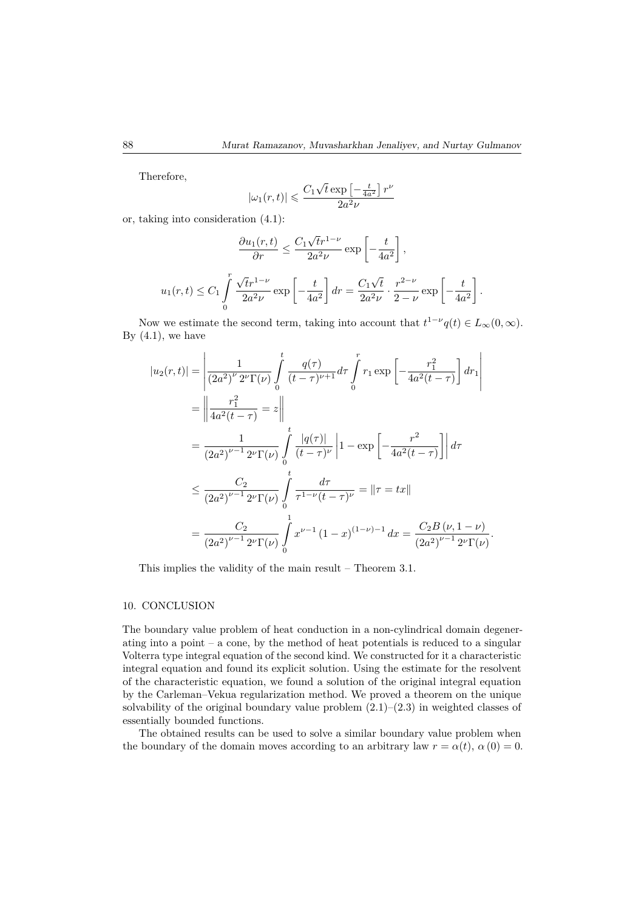Therefore,

$$|\omega_1(r,t)| \leqslant \frac{C_1\sqrt{t}\exp\left[-\frac{t}{4a^2}\right] r^{\nu}}{2a^2\nu}$$

or, taking into consideration (4.1):

$$\frac{\partial u_1(r,t)}{\partial r} \leq \frac{C_1\sqrt{t}r^{1-\nu}}{2a^2\nu}\exp\left[-\frac{t}{4a^2}\right],$$

$$u_1(r,t) \leq C_1\int\limits_0^r \frac{\sqrt{t}r^{1-\nu}}{2a^2\nu}\exp\left[-\frac{t}{4a^2}\right]dr = \frac{C_1\sqrt{t}}{2a^2\nu}\cdot\frac{r^{2-\nu}}{2-\nu}\exp\left[-\frac{t}{4a^2}\right].$$

Now we estimate the second term, taking into account that $t^{1-\nu}q(t) \in L_\infty(0,\infty)$. By (4.1), we have

$$\begin{aligned}
|u_2(r,t)| &= \left|\frac{1}{(2a^2)^{\nu}2^{\nu}\Gamma(\nu)}\int\limits_0^t \frac{q(\tau)}{(t-\tau)^{\nu+1}}d\tau\int\limits_0^r r_1\exp\left[-\frac{r_1^2}{4a^2(t-\tau)}\right]dr_1\right| \\
&= \left\|\frac{r_1^2}{4a^2(t-\tau)} = z\right\| \\
&= \frac{1}{(2a^2)^{\nu-1}2^{\nu}\Gamma(\nu)}\int\limits_0^t \frac{|q(\tau)|}{(t-\tau)^{\nu}}\left|1-\exp\left[-\frac{r^2}{4a^2(t-\tau)}\right]\right|d\tau \\
&\leq \frac{C_2}{(2a^2)^{\nu-1}2^{\nu}\Gamma(\nu)}\int\limits_0^t \frac{d\tau}{\tau^{1-\nu}(t-\tau)^{\nu}} = \|\tau = tx\| \\
&= \frac{C_2}{(2a^2)^{\nu-1}2^{\nu}\Gamma(\nu)}\int\limits_0^1 x^{\nu-1}(1-x)^{(1-\nu)-1}dx = \frac{C_2B(\nu,1-\nu)}{(2a^2)^{\nu-1}2^{\nu}\Gamma(\nu)}.
\end{aligned}$$

This implies the validity of the main result – Theorem 3.1.

## 10. CONCLUSION

The boundary value problem of heat conduction in a non-cylindrical domain degenerating into a point – a cone, by the method of heat potentials is reduced to a singular Volterra type integral equation of the second kind. We constructed for it a characteristic integral equation and found its explicit solution. Using the estimate for the resolvent of the characteristic equation, we found a solution of the original integral equation by the Carleman–Vekua regularization method. We proved a theorem on the unique solvability of the original boundary value problem (2.1)–(2.3) in weighted classes of essentially bounded functions.

The obtained results can be used to solve a similar boundary value problem when the boundary of the domain moves according to an arbitrary law $r = \alpha(t)$, $\alpha(0) = 0$.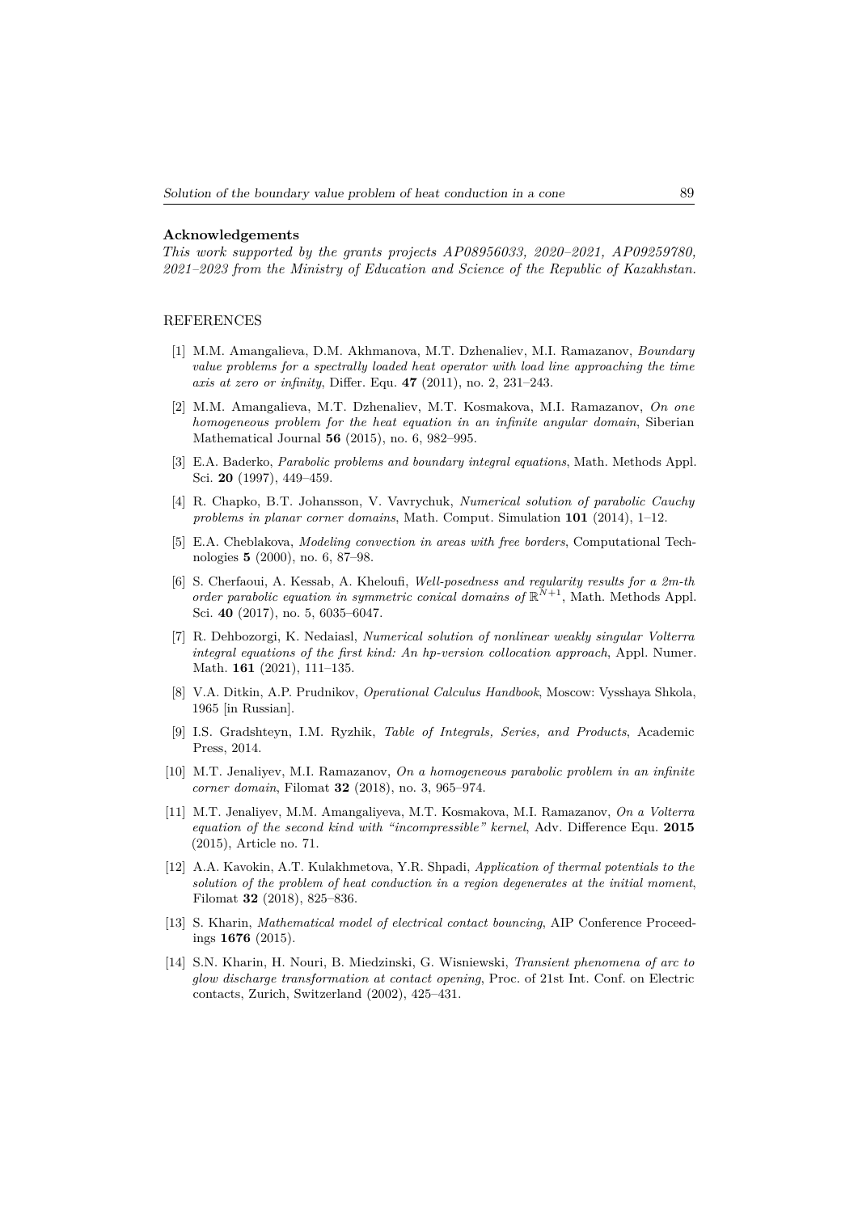#### Acknowledgements

*This work supported by the grants projects AP08956033, 2020–2021, AP09259780, 2021–2023 from the Ministry of Education and Science of the Republic of Kazakhstan.*

## REFERENCES

[1] M.M. Amangalieva, D.M. Akhmanova, M.T. Dzhenaliev, M.I. Ramazanov, *Boundary value problems for a spectrally loaded heat operator with load line approaching the time axis at zero or infinity*, Differ. Equ. **47** (2011), no. 2, 231–243.

[2] M.M. Amangalieva, M.T. Dzhenaliev, M.T. Kosmakova, M.I. Ramazanov, *On one homogeneous problem for the heat equation in an infinite angular domain*, Siberian Mathematical Journal **56** (2015), no. 6, 982–995.

[3] E.A. Baderko, *Parabolic problems and boundary integral equations*, Math. Methods Appl. Sci. **20** (1997), 449–459.

[4] R. Chapko, B.T. Johansson, V. Vavrychuk, *Numerical solution of parabolic Cauchy problems in planar corner domains*, Math. Comput. Simulation **101** (2014), 1–12.

[5] E.A. Cheblakova, *Modeling convection in areas with free borders*, Computational Technologies **5** (2000), no. 6, 87–98.

[6] S. Cherfaoui, A. Kessab, A. Kheloufi, *Well-posedness and regularity results for a 2m-th order parabolic equation in symmetric conical domains of* $\mathbb{R}^{N+1}$, Math. Methods Appl. Sci. **40** (2017), no. 5, 6035–6047.

[7] R. Dehbozorgi, K. Nedaiasl, *Numerical solution of nonlinear weakly singular Volterra integral equations of the first kind: An hp-version collocation approach*, Appl. Numer. Math. **161** (2021), 111–135.

[8] V.A. Ditkin, A.P. Prudnikov, *Operational Calculus Handbook*, Moscow: Vysshaya Shkola, 1965 [in Russian].

[9] I.S. Gradshteyn, I.M. Ryzhik, *Table of Integrals, Series, and Products*, Academic Press, 2014.

[10] M.T. Jenaliyev, M.I. Ramazanov, *On a homogeneous parabolic problem in an infinite corner domain*, Filomat **32** (2018), no. 3, 965–974.

[11] M.T. Jenaliyev, M.M. Amangaliyeva, M.T. Kosmakova, M.I. Ramazanov, *On a Volterra equation of the second kind with "incompressible" kernel*, Adv. Difference Equ. **2015** (2015), Article no. 71.

[12] A.A. Kavokin, A.T. Kulakhmetova, Y.R. Shpadi, *Application of thermal potentials to the solution of the problem of heat conduction in a region degenerates at the initial moment*, Filomat **32** (2018), 825–836.

[13] S. Kharin, *Mathematical model of electrical contact bouncing*, AIP Conference Proceedings **1676** (2015).

[14] S.N. Kharin, H. Nouri, B. Miedzinski, G. Wisniewski, *Transient phenomena of arc to glow discharge transformation at contact opening*, Proc. of 21st Int. Conf. on Electric contacts, Zurich, Switzerland (2002), 425–431.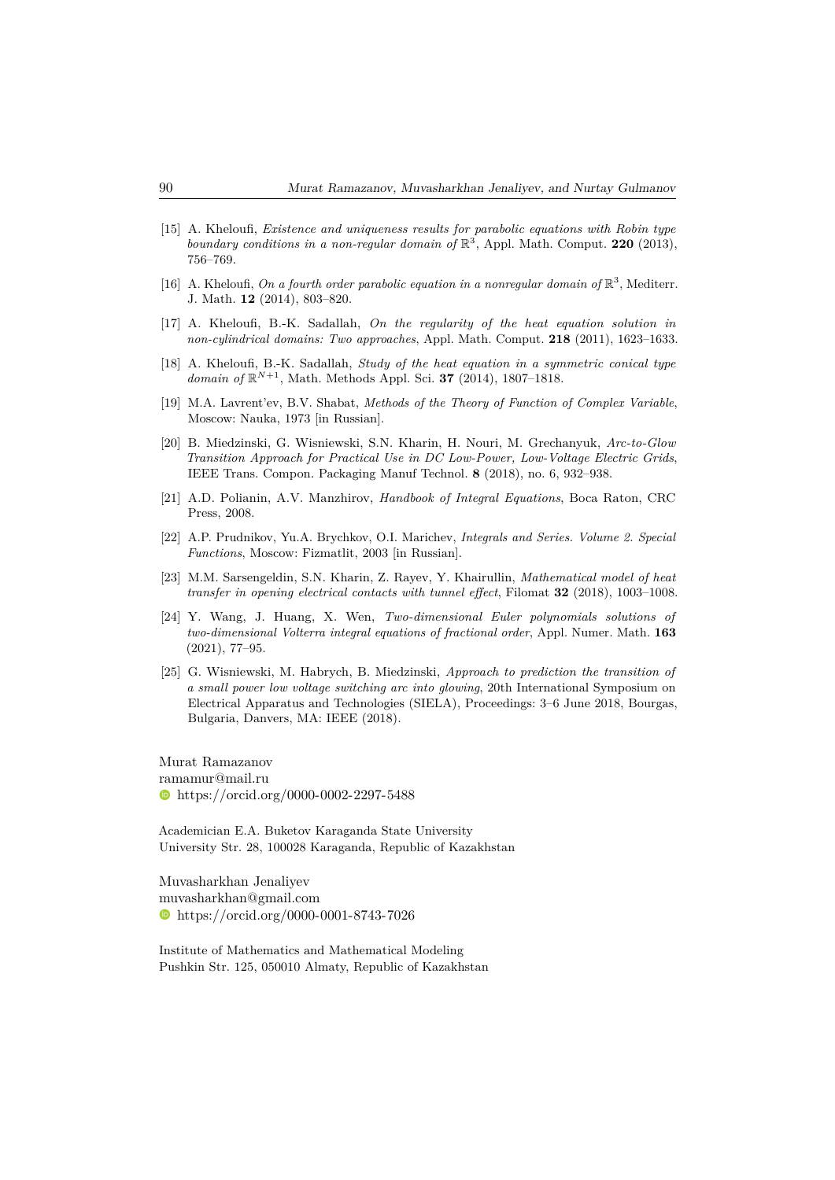[15] A. Kheloufi, *Existence and uniqueness results for parabolic equations with Robin type boundary conditions in a non-regular domain of* $\mathbb{R}^3$, Appl. Math. Comput. **220** (2013), 756–769.

[16] A. Kheloufi, *On a fourth order parabolic equation in a nonregular domain of* $\mathbb{R}^3$, Mediterr. J. Math. **12** (2014), 803–820.

[17] A. Kheloufi, B.-K. Sadallah, *On the regularity of the heat equation solution in non-cylindrical domains: Two approaches*, Appl. Math. Comput. **218** (2011), 1623–1633.

[18] A. Kheloufi, B.-K. Sadallah, *Study of the heat equation in a symmetric conical type domain of* $\mathbb{R}^{N+1}$, Math. Methods Appl. Sci. **37** (2014), 1807–1818.

[19] M.A. Lavrent'ev, B.V. Shabat, *Methods of the Theory of Function of Complex Variable*, Moscow: Nauka, 1973 [in Russian].

[20] B. Miedzinski, G. Wisniewski, S.N. Kharin, H. Nouri, M. Grechanyuk, *Arc-to-Glow Transition Approach for Practical Use in DC Low-Power, Low-Voltage Electric Grids*, IEEE Trans. Compon. Packaging Manuf Technol. **8** (2018), no. 6, 932–938.

[21] A.D. Polianin, A.V. Manzhirov, *Handbook of Integral Equations*, Boca Raton, CRC Press, 2008.

[22] A.P. Prudnikov, Yu.A. Brychkov, O.I. Marichev, *Integrals and Series. Volume 2. Special Functions*, Moscow: Fizmatlit, 2003 [in Russian].

[23] M.M. Sarsengeldin, S.N. Kharin, Z. Rayev, Y. Khairullin, *Mathematical model of heat transfer in opening electrical contacts with tunnel effect*, Filomat **32** (2018), 1003–1008.

[24] Y. Wang, J. Huang, X. Wen, *Two-dimensional Euler polynomials solutions of two-dimensional Volterra integral equations of fractional order*, Appl. Numer. Math. **163** (2021), 77–95.

[25] G. Wisniewski, M. Habrych, B. Miedzinski, *Approach to prediction the transition of a small power low voltage switching arc into glowing*, 20th International Symposium on Electrical Apparatus and Technologies (SIELA), Proceedings: 3–6 June 2018, Bourgas, Bulgaria, Danvers, MA: IEEE (2018).

Murat Ramazanov
ramamur@mail.ru
https://orcid.org/0000-0002-2297-5488

Academician E.A. Buketov Karaganda State University
University Str. 28, 100028 Karaganda, Republic of Kazakhstan

Muvasharkhan Jenaliyev
muvasharkhan@gmail.com
https://orcid.org/0000-0001-8743-7026

Institute of Mathematics and Mathematical Modeling
Pushkin Str. 125, 050010 Almaty, Republic of Kazakhstan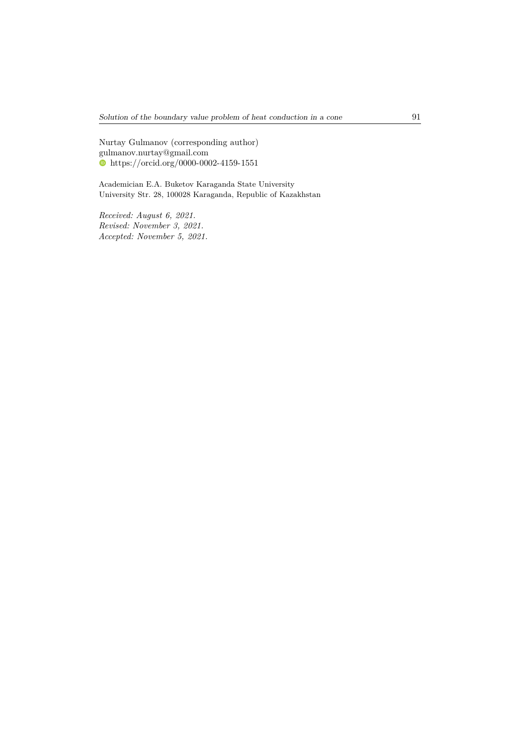Nurtay Gulmanov (corresponding author)
gulmanov.nurtay@gmail.com
https://orcid.org/0000-0002-4159-1551

Academician E.A. Buketov Karaganda State University
University Str. 28, 100028 Karaganda, Republic of Kazakhstan

*Received: August 6, 2021.*
*Revised: November 3, 2021.*
*Accepted: November 5, 2021.*